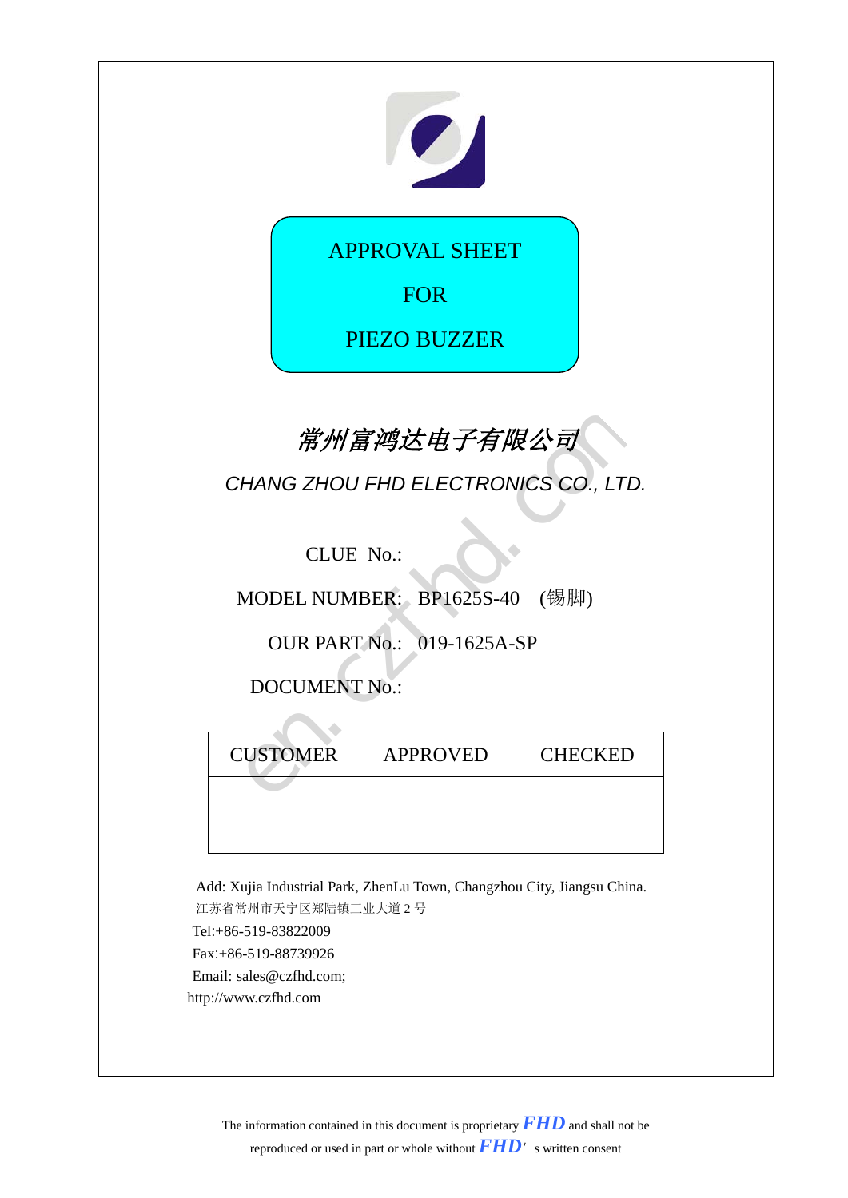# APPROVAL SHEET

# FOR

# PIEZO BUZZER

*常州富鸿达电子有限公司*

*CHANG ZHOU FHD ELECTRONICS CO., LTD.*

CLUE No.:

MODEL NUMBER: BP1625S-40 (锡脚)

OUR PART No.: 019-1625A-SP

DOCUMENT No.:

| CUSTOMER | APPROVED | CHECKED |
|---|---|---|
| | | |

Add: Xujia Industrial Park, ZhenLu Town, Changzhou City, Jiangsu China.

江苏省常州市天宁区郑陆镇工业大道 2 号

Tel:+86-519-83822009

Fax:+86-519-88739926

Email: sales@czfhd.com;

http://www.czfhd.com

The information contained in this document is proprietary **FHD** and shall not be reproduced or used in part or whole without **FHD**' s written consent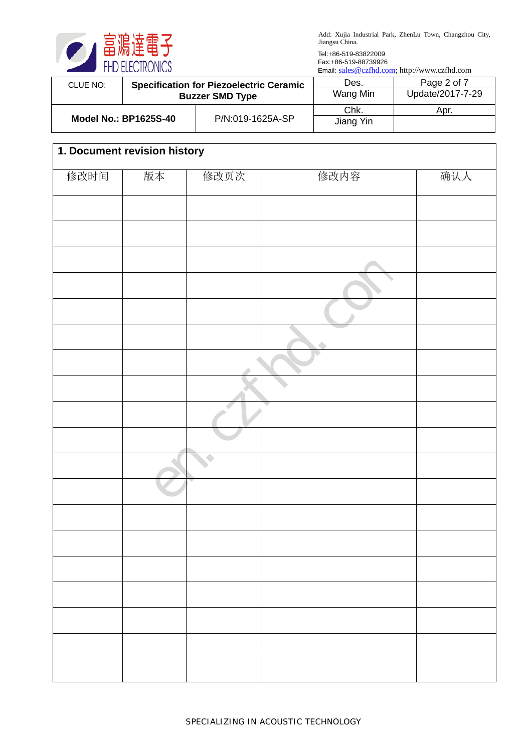| CLUE NO: | Specification for Piezoelectric Ceramic Buzzer SMD Type | | Des.<br>Wang Min | Page 2 of 7<br>Update/2017-7-29 |
|---|---|---|---|---|
| Model No.: BP1625S-40 | | P/N:019-1625A-SP | Chk.<br>Jiang Yin | Apr. |

## 1. Document revision history

| 修改时间 | 版本 | 修改页次 | 修改内容 | 确认人 |
|---|---|---|---|---|
| | | | | |
| | | | | |
| | | | | |
| | | | | |
| | | | | |
| | | | | |
| | | | | |
| | | | | |
| | | | | |
| | | | | |
| | | | | |
| | | | | |
| | | | | |
| | | | | |
| | | | | |
| | | | | |
| | | | | |
| | | | | |
| | | | | |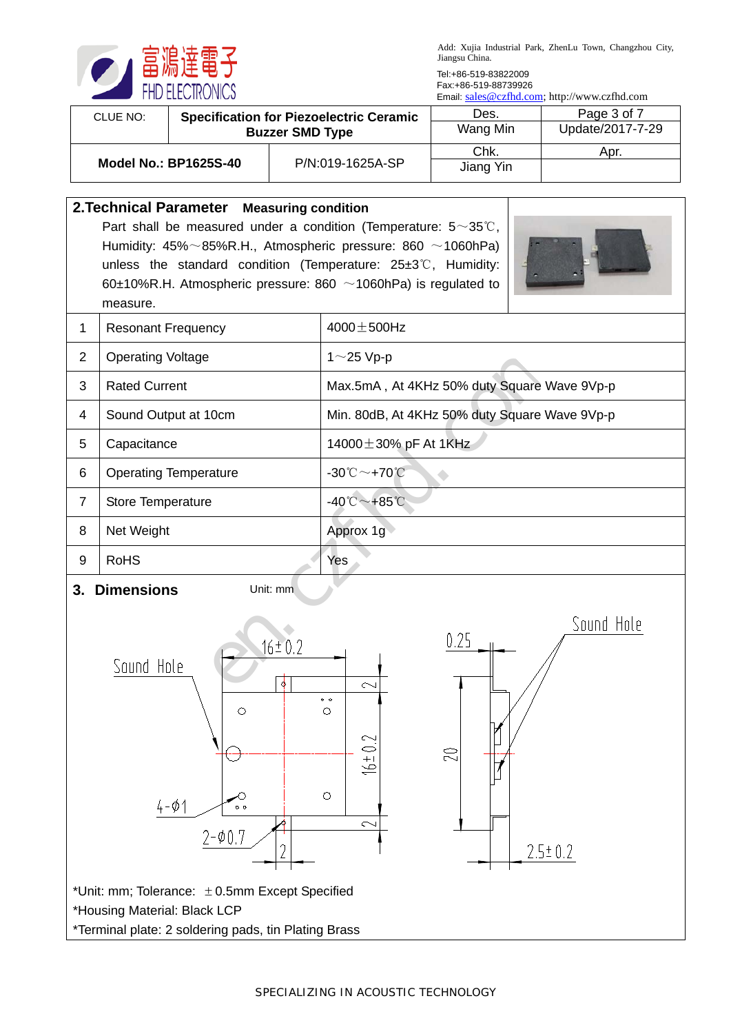| CLUE NO: | **Specification for Piezoelectric Ceramic Buzzer SMD Type** | Des. Wang Min | Page 3 of 7 Update/2017-7-29 |
|---|---|---|---|
| **Model No.: BP1625S-40** | P/N:019-1625A-SP | Chk. Jiang Yin | Apr. |

## 2.Technical Parameter

**Measuring condition**

Part shall be measured under a condition (Temperature: 5～35℃, Humidity: 45%～85%R.H., Atmospheric pressure: 860 ～1060hPa) unless the standard condition (Temperature: 25±3℃, Humidity: 60±10%R.H. Atmospheric pressure: 860 ～1060hPa) is regulated to measure.

| | | |
|---|---|---|
| 1 | Resonant Frequency | 4000±500Hz |
| 2 | Operating Voltage | 1～25 Vp-p |
| 3 | Rated Current | Max.5mA , At 4KHz 50% duty Square Wave 9Vp-p |
| 4 | Sound Output at 10cm | Min. 80dB, At 4KHz 50% duty Square Wave 9Vp-p |
| 5 | Capacitance | 14000±30% pF At 1KHz |
| 6 | Operating Temperature | -30℃～+70℃ |
| 7 | Store Temperature | -40℃～+85℃ |
| 8 | Net Weight | Approx 1g |
| 9 | RoHS | Yes |

## 3. Dimensions

Unit: mm

Sound Hole

16±0.2

16±0.2

2

2

4-Φ1

2-Φ0.7

2

0.25

Sound Hole

20

2.5±0.2

*Unit: mm; Tolerance: ±0.5mm Except Specified

*Housing Material: Black LCP

*Terminal plate: 2 soldering pads, tin Plating Brass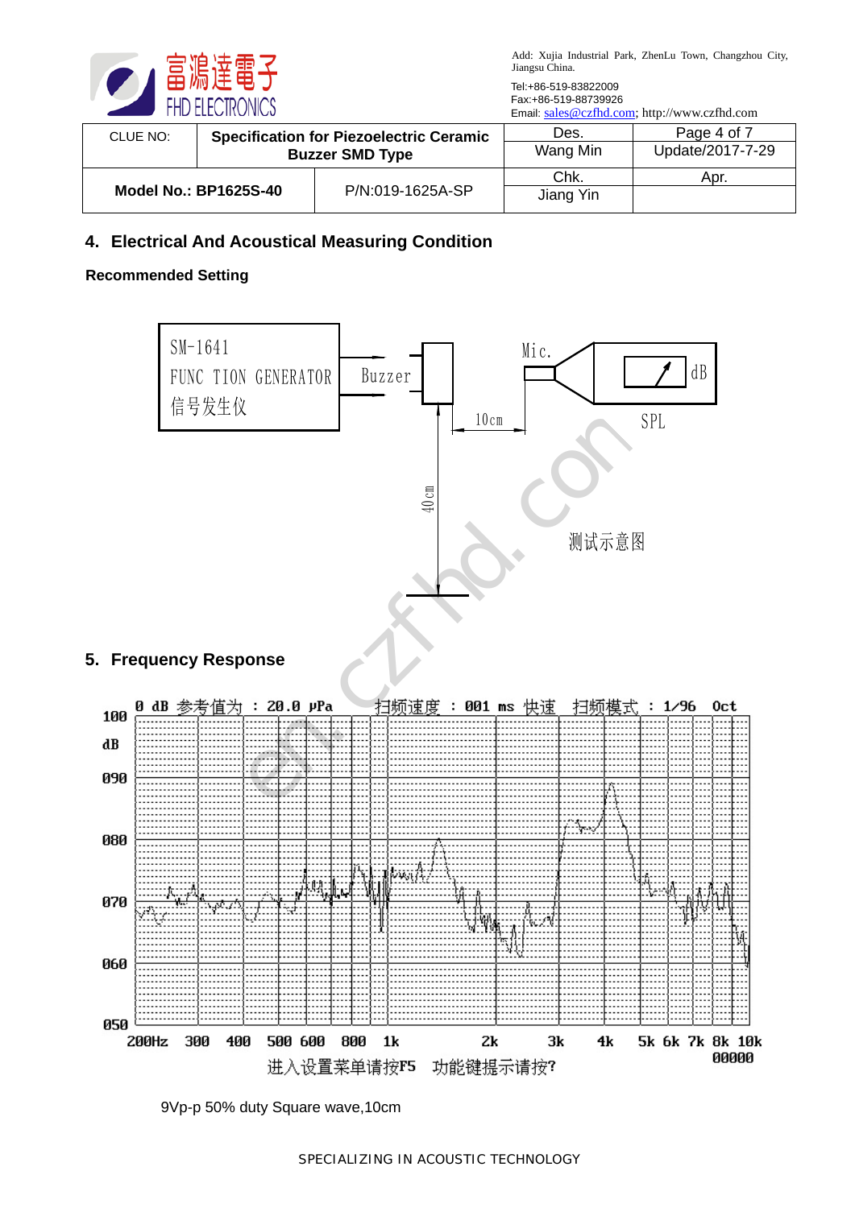| CLUE NO: | Specification for Piezoelectric Ceramic Buzzer SMD Type | | Des. Wang Min | Update/2017-7-29 |
|---|---|---|---|---|
| Model No.: BP1625S-40 | | P/N:019-1625A-SP | Chk. Jiang Yin | Apr. |

## 4. Electrical And Acoustical Measuring Condition

**Recommended Setting**

SM-1641
FUNC TION GENERATOR
信号发生仪

Buzzer

Mic.

dB

SPL

10cm

40cm

测试示意图

## 5. Frequency Response

0 dB 参考值为 : 20.0 μPa 扫频速度 : 001 ms 快速 扫频模式 : 1/96 Oct

100 dB, 090, 080, 070, 060, 050

200Hz 300 400 500 600 800 1k 2k 3k 4k 5k 6k 7k 8k 10k

00000

进入设置菜单请按F5 功能键提示请按?

9Vp-p 50% duty Square wave,10cm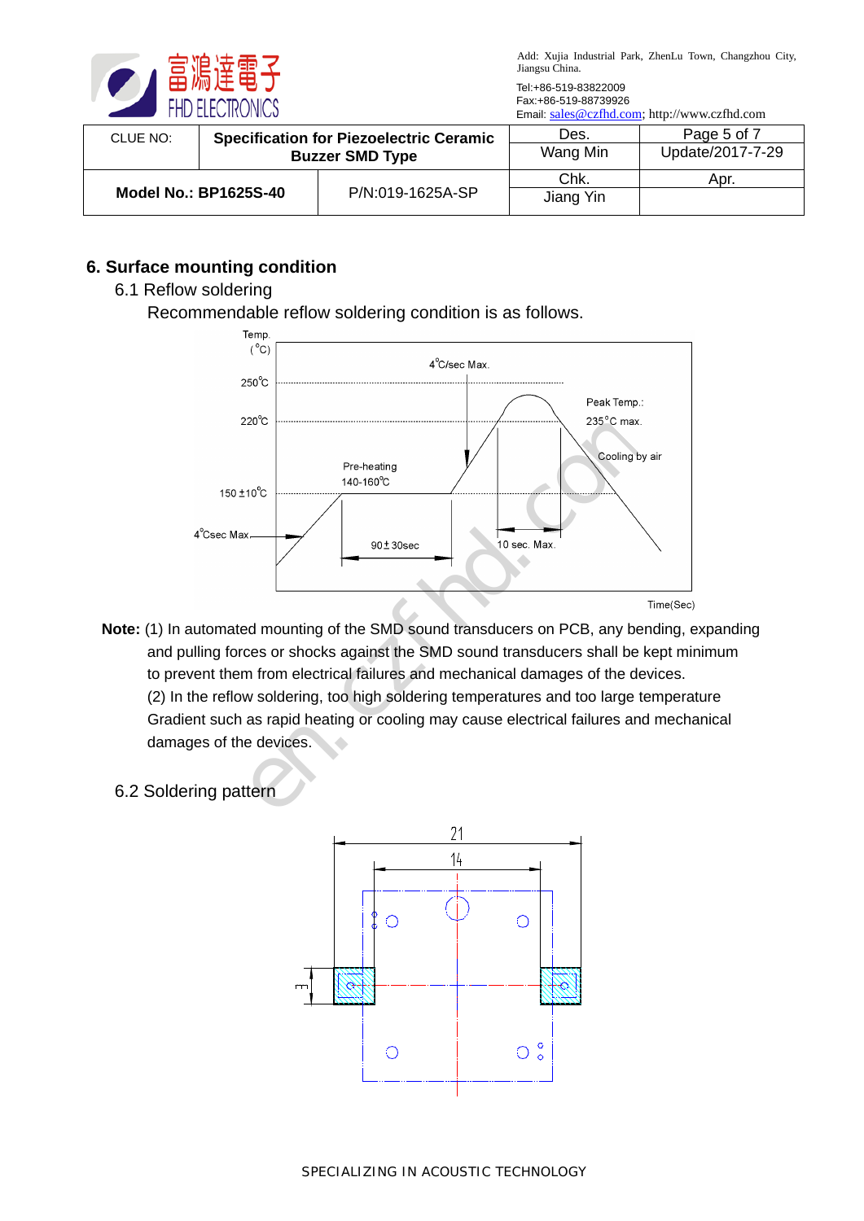| CLUE NO: | Specification for Piezoelectric Ceramic Buzzer SMD Type | Des. | Page 5 of 7 |
|---|---|---|---|
| | | Wang Min | Update/2017-7-29 |
| Model No.: BP1625S-40 | P/N:019-1625A-SP | Chk. | Apr. |
| | | Jiang Yin | |

## 6. Surface mounting condition

### 6.1 Reflow soldering

Recommendable reflow soldering condition is as follows.

Temp. (°C)

250°C

220°C

150 ±10°C

4°Csec Max.

4°C/sec Max.

Pre-heating 140-160°C

90±30sec

Peak Temp.: 235°C max.

Cooling by air

10 sec. Max.

Time(Sec)

**Note:** (1) In automated mounting of the SMD sound transducers on PCB, any bending, expanding and pulling forces or shocks against the SMD sound transducers shall be kept minimum to prevent them from electrical failures and mechanical damages of the devices.

(2) In the reflow soldering, too high soldering temperatures and too large temperature Gradient such as rapid heating or cooling may cause electrical failures and mechanical damages of the devices.

### 6.2 Soldering pattern

21

14

3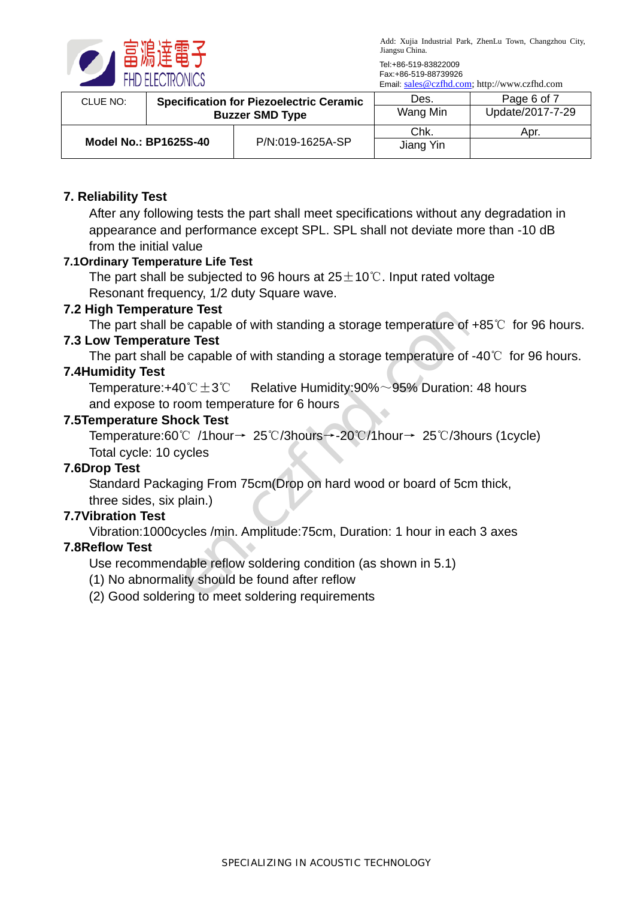## 7. Reliability Test

After any following tests the part shall meet specifications without any degradation in appearance and performance except SPL. SPL shall not deviate more than -10 dB from the initial value

### 7.1Ordinary Temperature Life Test

The part shall be subjected to 96 hours at 25±10℃. Input rated voltage Resonant frequency, 1/2 duty Square wave.

### 7.2 High Temperature Test

The part shall be capable of with standing a storage temperature of +85℃ for 96 hours.

### 7.3 Low Temperature Test

The part shall be capable of with standing a storage temperature of -40℃ for 96 hours.

### 7.4Humidity Test

Temperature:+40℃±3℃ Relative Humidity:90%～95% Duration: 48 hours and expose to room temperature for 6 hours

### 7.5Temperature Shock Test

Temperature:60℃ /1hour→ 25℃/3hours→-20℃/1hour→ 25℃/3hours (1cycle)
Total cycle: 10 cycles

### 7.6Drop Test

Standard Packaging From 75cm(Drop on hard wood or board of 5cm thick, three sides, six plain.)

### 7.7Vibration Test

Vibration:1000cycles /min. Amplitude:75cm, Duration: 1 hour in each 3 axes

### 7.8Reflow Test

Use recommendable reflow soldering condition (as shown in 5.1)

(1) No abnormality should be found after reflow

(2) Good soldering to meet soldering requirements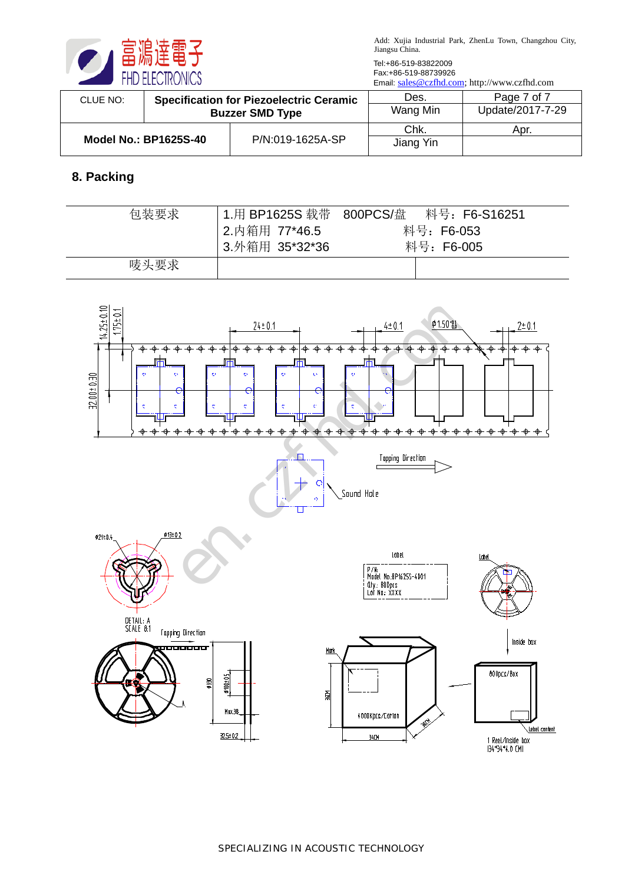| CLUE NO: | Specification for Piezoelectric Ceramic Buzzer SMD Type | Des. | Page 7 of 7 |
|---|---|---|---|
| | | Wang Min | Update/2017-7-29 |
| Model No.: BP1625S-40 | P/N:019-1625A-SP | Chk. | Apr. |
| | | Jiang Yin | |

## 8. Packing

| | | |
|---|---|---|
| 包装要求 | 1.用 BP1625S 载带　800PCS/盘　料号：F6-S16251<br>2.内箱用 77*46.5　料号：F6-053<br>3.外箱用 35*32*36　料号：F6-005 | |
| 唛头要求 | | |

14.25±0.10
1.75±0.1
24±0.1
4±0.1
φ1.50 +0.1/0
2±0.1
32.00±0.30
Tapping Direction
Sound Hole

φ21±0.4
φ13±0.2
DETAIL: A
SCALE 8:1
Tapping Direction
A
φ330
φ100±0.5
Max.38
32.5±0.2

Label
P/N:
Model No.:BP1625S-4001
Qty.: 800pcs
Lot No: XXXX

Label
Mark
36CM
4000Kpcs/Carton
34CM
36CM
Inside box
800pcs/Box
Label content
1 Reel/Inside box
(34*34*4.0 CM)

SPECIALIZING IN ACOUSTIC TECHNOLOGY